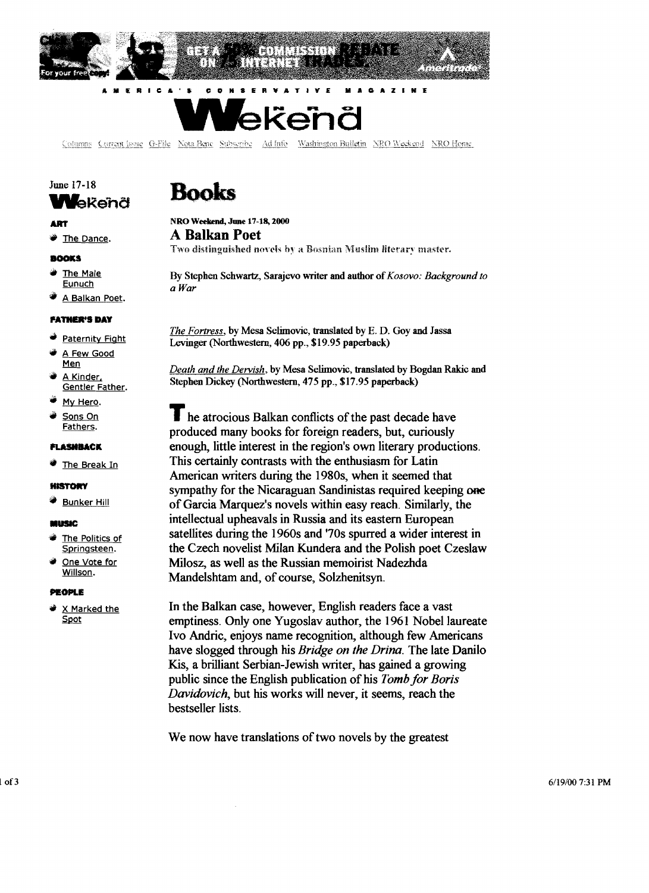AMERICA'S CONSERVATIVE MAGAZINE

# NRO Weekend

Columns Current Issue G-File Nota Bene Subscribe Ad Info Washington Bulletin NRO Weekend NRO Home

June 17-18

**Weekend**

**ART**

- The Dance.

**BOOKS**

- The Male Eunuch
- A Balkan Poet.

**FATHER'S DAY**

- Paternity Fight
- A Few Good Men
- A Kinder, Gentler Father.
- My Hero.
- Sons On Fathers.

**FLASHBACK**

- The Break In

**HISTORY**

- Bunker Hill

**MUSIC**

- The Politics of Springsteen.
- One Vote for Willson.

**PEOPLE**

- X Marked the Spot

# Books

**NRO Weekend, June 17-18, 2000**

## A Balkan Poet

Two distinguished novels by a Bosnian Muslim literary master.

By Stephen Schwartz, Sarajevo writer and author of *Kosovo: Background to a War*

*The Fortress*, by Mesa Selimovic, translated by E. D. Goy and Jassa Levinger (Northwestern, 406 pp., $19.95 paperback)

*Death and the Dervish*, by Mesa Selimovic, translated by Bogdan Rakic and Stephen Dickey (Northwestern, 475 pp., $17.95 paperback)

The atrocious Balkan conflicts of the past decade have produced many books for foreign readers, but, curiously enough, little interest in the region's own literary productions. This certainly contrasts with the enthusiasm for Latin American writers during the 1980s, when it seemed that sympathy for the Nicaraguan Sandinistas required keeping one of Garcia Marquez's novels within easy reach. Similarly, the intellectual upheavals in Russia and its eastern European satellites during the 1960s and '70s spurred a wider interest in the Czech novelist Milan Kundera and the Polish poet Czeslaw Milosz, as well as the Russian memoirist Nadezhda Mandelshtam and, of course, Solzhenitsyn.

In the Balkan case, however, English readers face a vast emptiness. Only one Yugoslav author, the 1961 Nobel laureate Ivo Andric, enjoys name recognition, although few Americans have slogged through his *Bridge on the Drina*. The late Danilo Kis, a brilliant Serbian-Jewish writer, has gained a growing public since the English publication of his *Tomb for Boris Davidovich*, but his works will never, it seems, reach the bestseller lists.

We now have translations of two novels by the greatest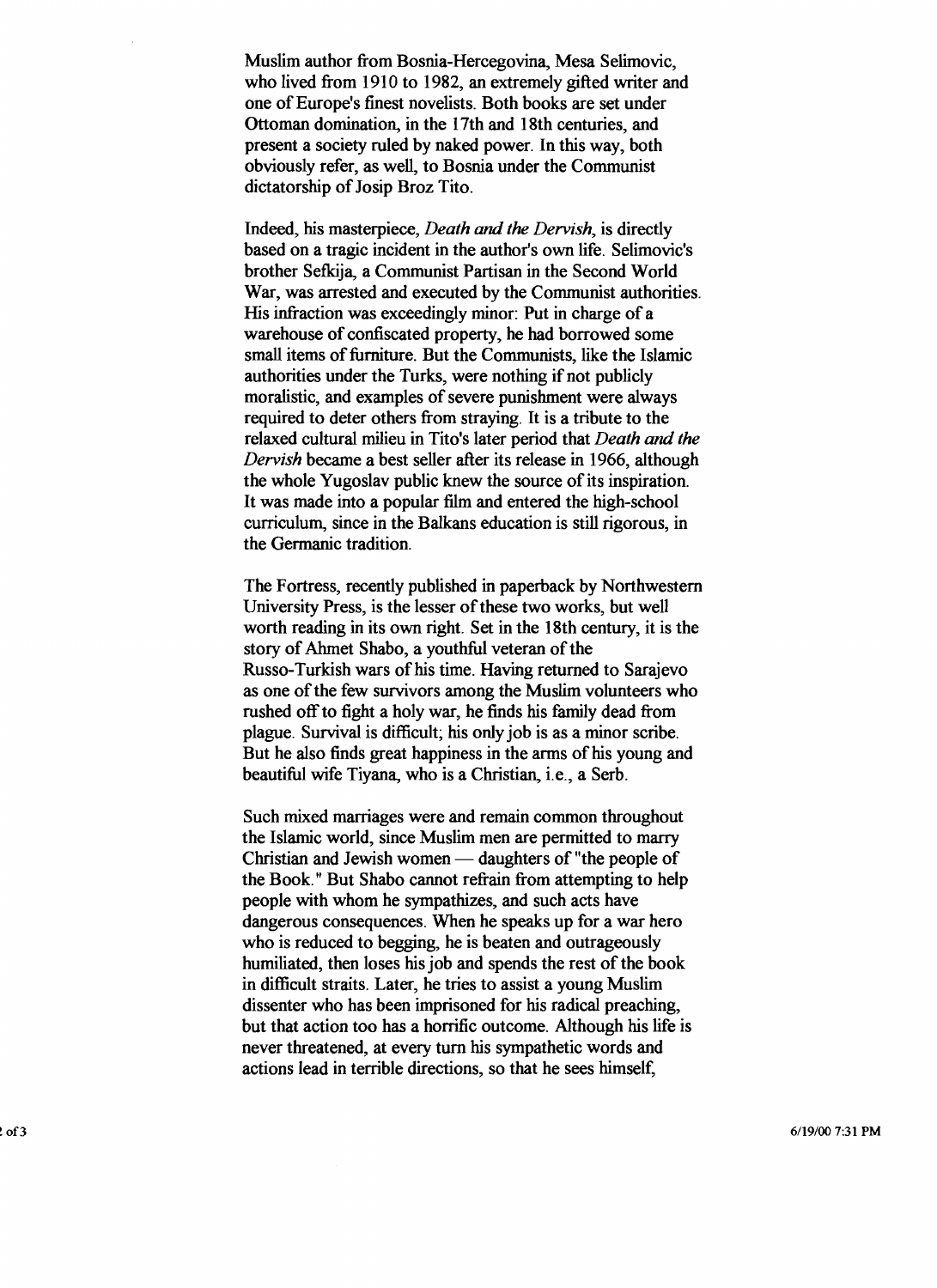Muslim author from Bosnia-Hercegovina, Mesa Selimovic, who lived from 1910 to 1982, an extremely gifted writer and one of Europe's finest novelists. Both books are set under Ottoman domination, in the 17th and 18th centuries, and present a society ruled by naked power. In this way, both obviously refer, as well, to Bosnia under the Communist dictatorship of Josip Broz Tito.

Indeed, his masterpiece, *Death and the Dervish*, is directly based on a tragic incident in the author's own life. Selimovic's brother Sefkija, a Communist Partisan in the Second World War, was arrested and executed by the Communist authorities. His infraction was exceedingly minor: Put in charge of a warehouse of confiscated property, he had borrowed some small items of furniture. But the Communists, like the Islamic authorities under the Turks, were nothing if not publicly moralistic, and examples of severe punishment were always required to deter others from straying. It is a tribute to the relaxed cultural milieu in Tito's later period that *Death and the Dervish* became a best seller after its release in 1966, although the whole Yugoslav public knew the source of its inspiration. It was made into a popular film and entered the high-school curriculum, since in the Balkans education is still rigorous, in the Germanic tradition.

The Fortress, recently published in paperback by Northwestern University Press, is the lesser of these two works, but well worth reading in its own right. Set in the 18th century, it is the story of Ahmet Shabo, a youthful veteran of the Russo-Turkish wars of his time. Having returned to Sarajevo as one of the few survivors among the Muslim volunteers who rushed off to fight a holy war, he finds his family dead from plague. Survival is difficult; his only job is as a minor scribe. But he also finds great happiness in the arms of his young and beautiful wife Tiyana, who is a Christian, i.e., a Serb.

Such mixed marriages were and remain common throughout the Islamic world, since Muslim men are permitted to marry Christian and Jewish women — daughters of "the people of the Book." But Shabo cannot refrain from attempting to help people with whom he sympathizes, and such acts have dangerous consequences. When he speaks up for a war hero who is reduced to begging, he is beaten and outrageously humiliated, then loses his job and spends the rest of the book in difficult straits. Later, he tries to assist a young Muslim dissenter who has been imprisoned for his radical preaching, but that action too has a horrific outcome. Although his life is never threatened, at every turn his sympathetic words and actions lead in terrible directions, so that he sees himself,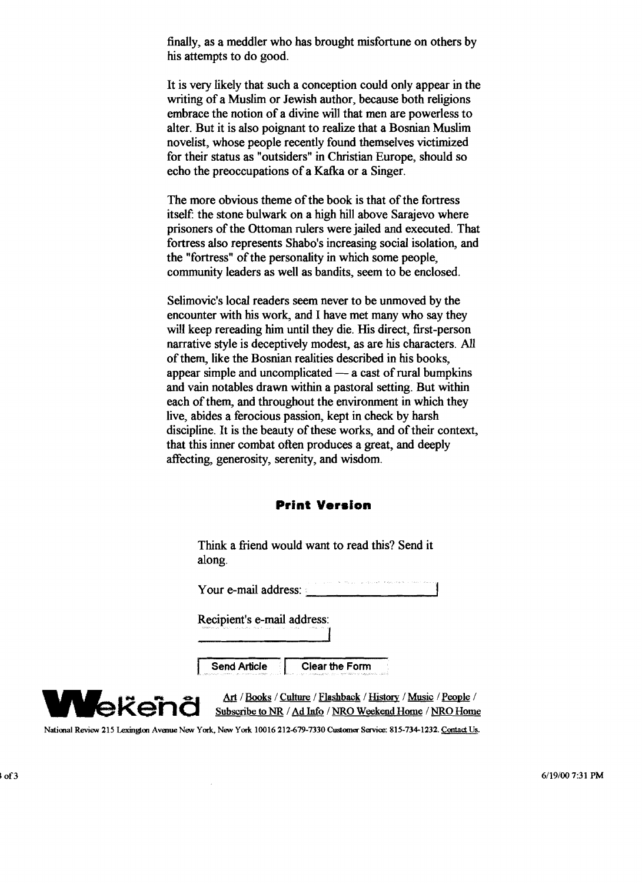finally, as a meddler who has brought misfortune on others by his attempts to do good.

It is very likely that such a conception could only appear in the writing of a Muslim or Jewish author, because both religions embrace the notion of a divine will that men are powerless to alter. But it is also poignant to realize that a Bosnian Muslim novelist, whose people recently found themselves victimized for their status as "outsiders" in Christian Europe, should so echo the preoccupations of a Kafka or a Singer.

The more obvious theme of the book is that of the fortress itself: the stone bulwark on a high hill above Sarajevo where prisoners of the Ottoman rulers were jailed and executed. That fortress also represents Shabo's increasing social isolation, and the "fortress" of the personality in which some people, community leaders as well as bandits, seem to be enclosed.

Selimovic's local readers seem never to be unmoved by the encounter with his work, and I have met many who say they will keep rereading him until they die. His direct, first-person narrative style is deceptively modest, as are his characters. All of them, like the Bosnian realities described in his books, appear simple and uncomplicated — a cast of rural bumpkins and vain notables drawn within a pastoral setting. But within each of them, and throughout the environment in which they live, abides a ferocious passion, kept in check by harsh discipline. It is the beauty of these works, and of their context, that this inner combat often produces a great, and deeply affecting, generosity, serenity, and wisdom.

**Print Version**

Think a friend would want to read this? Send it along.

Your e-mail address:

Recipient's e-mail address:

Send Article | Clear the Form

Weekend

Art / Books / Culture / Flashback / History / Music / People / Subscribe to NR / Ad Info / NRO Weekend Home / NRO Home

National Review 215 Lexington Avenue New York, New York 10016 212-679-7330 Customer Service: 815-734-1232. Contact Us.